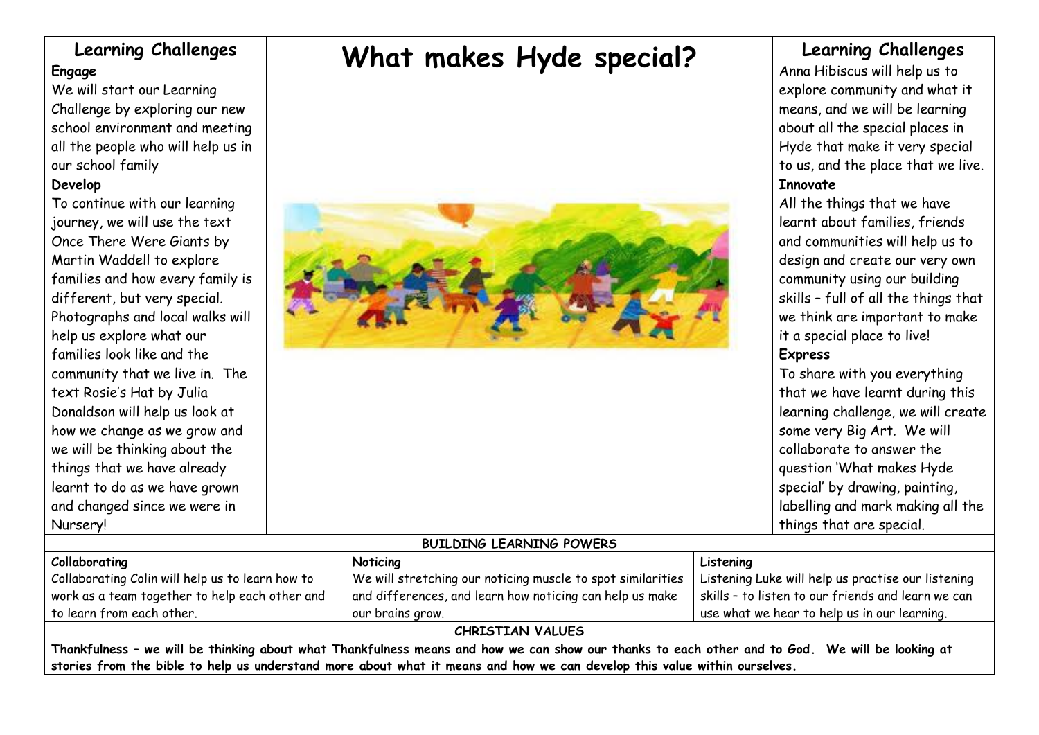# What makes Hyde special?

## Learning Challenges

**Engage**

We will start our Learning Challenge by exploring our new school environment and meeting all the people who will help us in our school family

**Develop**

To continue with our learning journey, we will use the text Once There Were Giants by Martin Waddell to explore families and how every family is different, but very special. Photographs and local walks will help us explore what our families look like and the community that we live in. The text Rosie's Hat by Julia Donaldson will help us look at how we change as we grow and we will be thinking about the things that we have already learnt to do as we have grown and changed since we were in Nursery!

## Learning Challenges

Anna Hibiscus will help us to explore community and what it means, and we will be learning about all the special places in Hyde that make it very special to us, and the place that we live.

**Innovate**

All the things that we have learnt about families, friends and communities will help us to design and create our very own community using our building skills – full of all the things that we think are important to make it a special place to live!

**Express**

To share with you everything that we have learnt during this learning challenge, we will create some very Big Art. We will collaborate to answer the question 'What makes Hyde special' by drawing, painting, labelling and mark making all the things that are special.

## BUILDING LEARNING POWERS

| Collaborating | Noticing | Listening |
|---|---|---|
| Collaborating Colin will help us to learn how to work as a team together to help each other and to learn from each other. | We will stretching our noticing muscle to spot similarities and differences, and learn how noticing can help us make our brains grow. | Listening Luke will help us practise our listening skills – to listen to our friends and learn we can use what we hear to help us in our learning. |

## CHRISTIAN VALUES

**Thankfulness – we will be thinking about what Thankfulness means and how we can show our thanks to each other and to God. We will be looking at stories from the bible to help us understand more about what it means and how we can develop this value within ourselves.**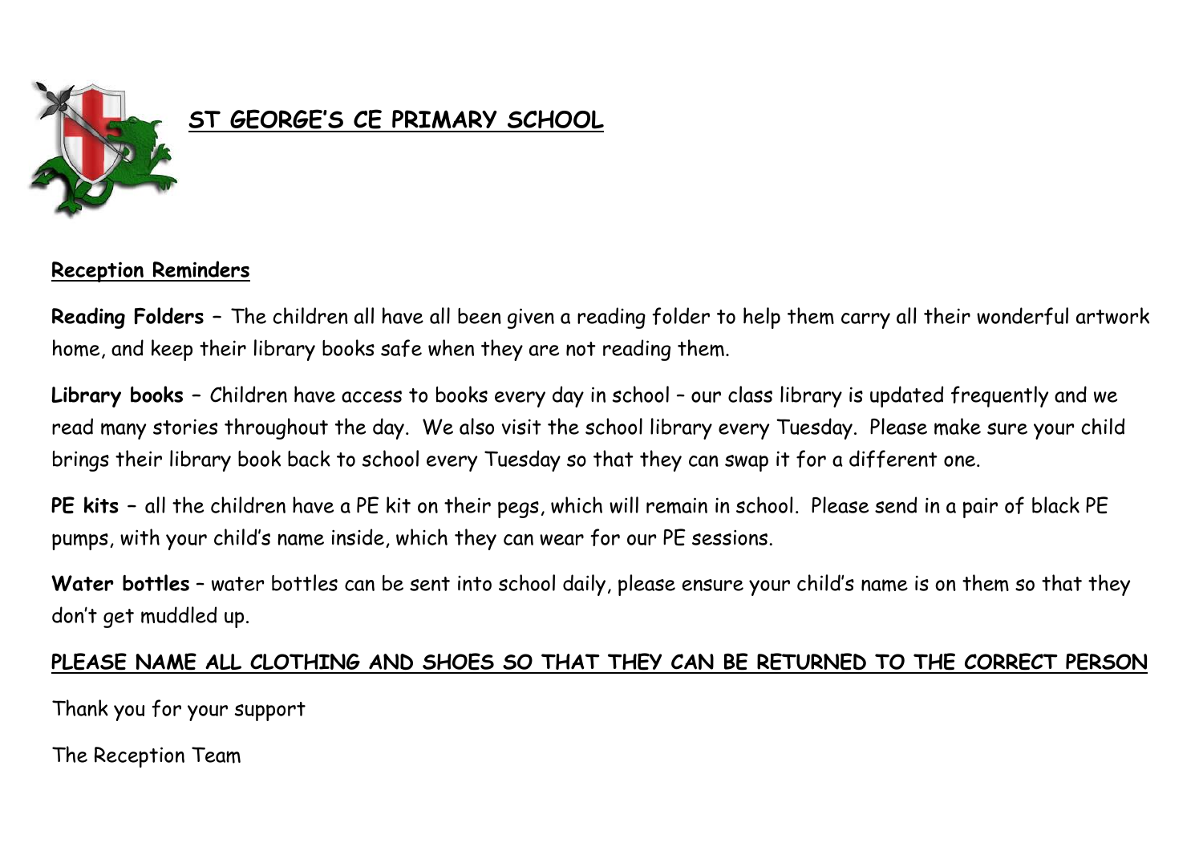# ST GEORGE'S CE PRIMARY SCHOOL

## Reception Reminders

**Reading Folders** – The children all have all been given a reading folder to help them carry all their wonderful artwork home, and keep their library books safe when they are not reading them.

**Library books** – Children have access to books every day in school – our class library is updated frequently and we read many stories throughout the day. We also visit the school library every Tuesday. Please make sure your child brings their library book back to school every Tuesday so that they can swap it for a different one.

**PE kits** – all the children have a PE kit on their pegs, which will remain in school. Please send in a pair of black PE pumps, with your child's name inside, which they can wear for our PE sessions.

**Water bottles** – water bottles can be sent into school daily, please ensure your child's name is on them so that they don't get muddled up.

**PLEASE NAME ALL CLOTHING AND SHOES SO THAT THEY CAN BE RETURNED TO THE CORRECT PERSON**

Thank you for your support

The Reception Team